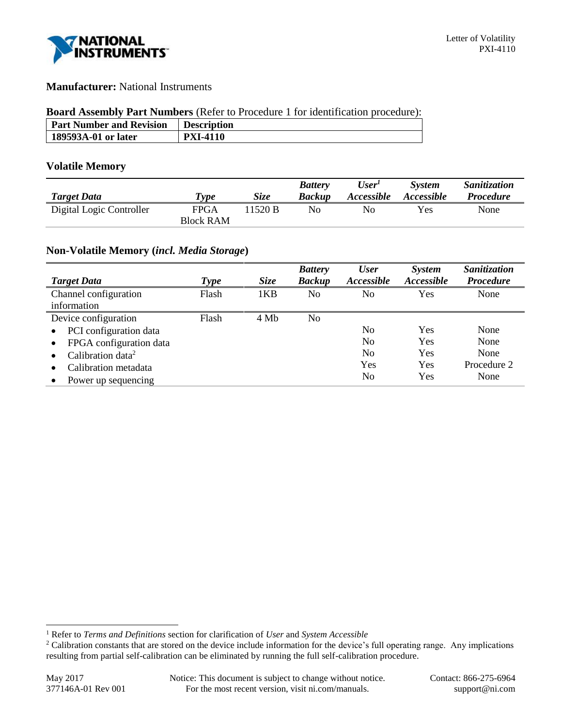**Manufacturer:** National Instruments

**Board Assembly Part Numbers** (Refer to Procedure 1 for identification procedure):

| Part Number and Revision | Description |
|---|---|
| **189593A-01 or later** | **PXI-4110** |

## Volatile Memory

| *Target Data* | *Type* | *Size* | *Battery Backup* | *User[1] Accessible* | *System Accessible* | *Sanitization Procedure* |
|---|---|---|---|---|---|---|
| Digital Logic Controller | FPGA Block RAM | 11520 B | No | No | Yes | None |

## Non-Volatile Memory (*incl. Media Storage*)

| *Target Data* | *Type* | *Size* | *Battery Backup* | *User Accessible* | *System Accessible* | *Sanitization Procedure* |
|---|---|---|---|---|---|---|
| Channel configuration information | Flash | 1KB | No | No | Yes | None |
| Device configuration | Flash | 4 Mb | No | | | |
| • PCI configuration data | | | | No | Yes | None |
| • FPGA configuration data | | | | No | Yes | None |
| • Calibration data[2] | | | | No | Yes | None |
| • Calibration metadata | | | | Yes | Yes | Procedure 2 |
| • Power up sequencing | | | | No | Yes | None |

[1] Refer to *Terms and Definitions* section for clarification of *User* and *System Accessible*

[2] Calibration constants that are stored on the device include information for the device's full operating range. Any implications resulting from partial self-calibration can be eliminated by running the full self-calibration procedure.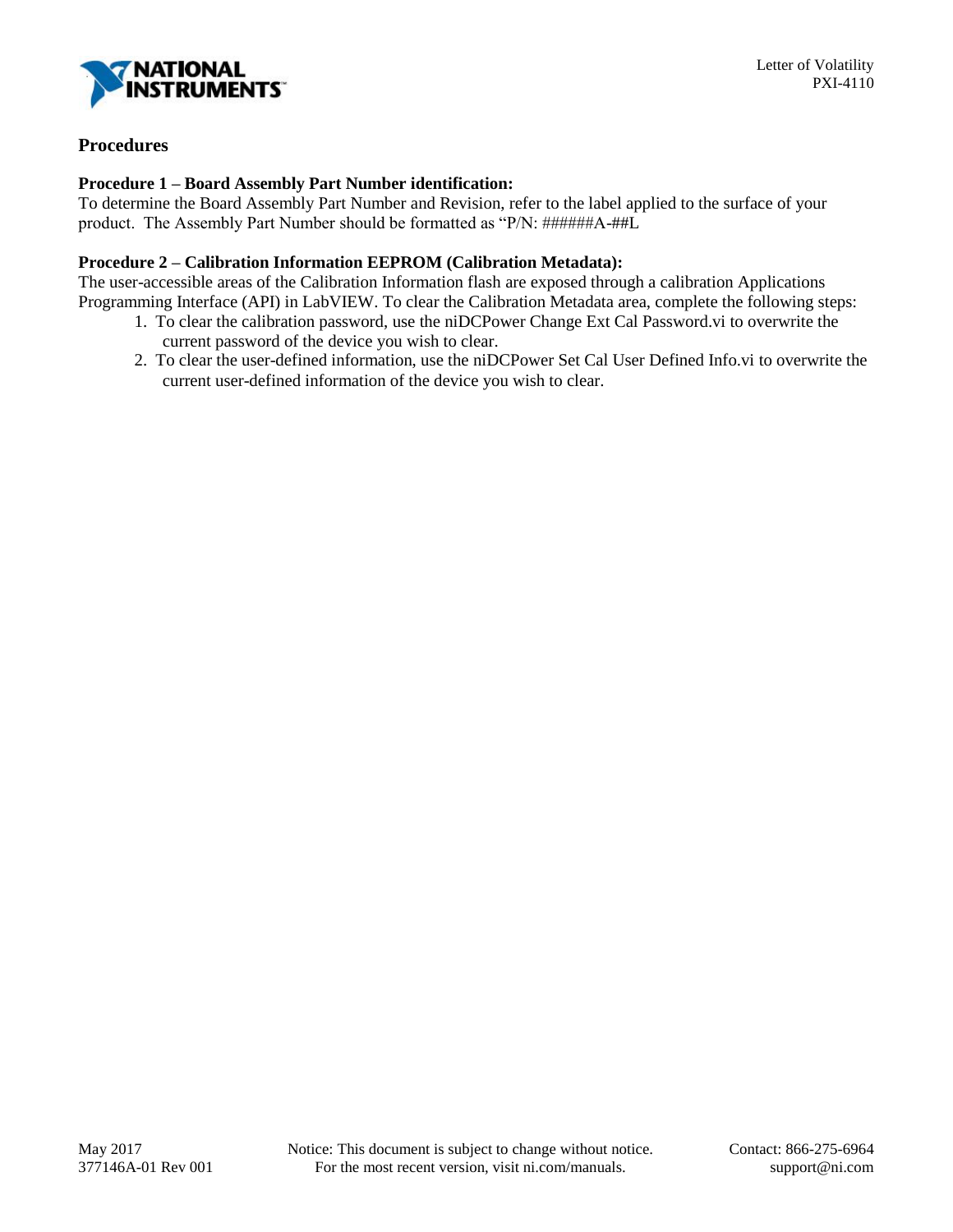## Procedures

**Procedure 1 – Board Assembly Part Number identification:**
To determine the Board Assembly Part Number and Revision, refer to the label applied to the surface of your product. The Assembly Part Number should be formatted as “P/N: ######A-##L

**Procedure 2 – Calibration Information EEPROM (Calibration Metadata):**
The user-accessible areas of the Calibration Information flash are exposed through a calibration Applications Programming Interface (API) in LabVIEW. To clear the Calibration Metadata area, complete the following steps:

1. To clear the calibration password, use the niDCPower Change Ext Cal Password.vi to overwrite the current password of the device you wish to clear.
2. To clear the user-defined information, use the niDCPower Set Cal User Defined Info.vi to overwrite the current user-defined information of the device you wish to clear.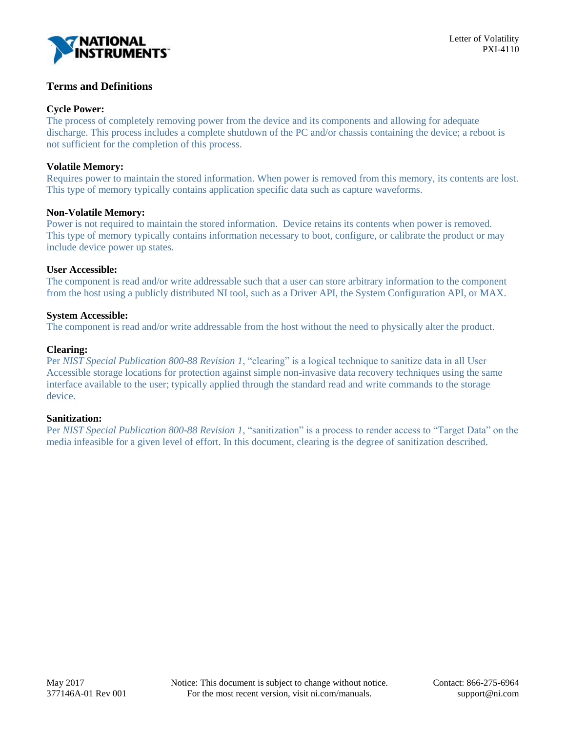## Terms and Definitions

**Cycle Power:**
The process of completely removing power from the device and its components and allowing for adequate discharge. This process includes a complete shutdown of the PC and/or chassis containing the device; a reboot is not sufficient for the completion of this process.

**Volatile Memory:**
Requires power to maintain the stored information. When power is removed from this memory, its contents are lost. This type of memory typically contains application specific data such as capture waveforms.

**Non-Volatile Memory:**
Power is not required to maintain the stored information. Device retains its contents when power is removed. This type of memory typically contains information necessary to boot, configure, or calibrate the product or may include device power up states.

**User Accessible:**
The component is read and/or write addressable such that a user can store arbitrary information to the component from the host using a publicly distributed NI tool, such as a Driver API, the System Configuration API, or MAX.

**System Accessible:**
The component is read and/or write addressable from the host without the need to physically alter the product.

**Clearing:**
Per *NIST Special Publication 800-88 Revision 1*, "clearing" is a logical technique to sanitize data in all User Accessible storage locations for protection against simple non-invasive data recovery techniques using the same interface available to the user; typically applied through the standard read and write commands to the storage device.

**Sanitization:**
Per *NIST Special Publication 800-88 Revision 1*, "sanitization" is a process to render access to "Target Data" on the media infeasible for a given level of effort. In this document, clearing is the degree of sanitization described.